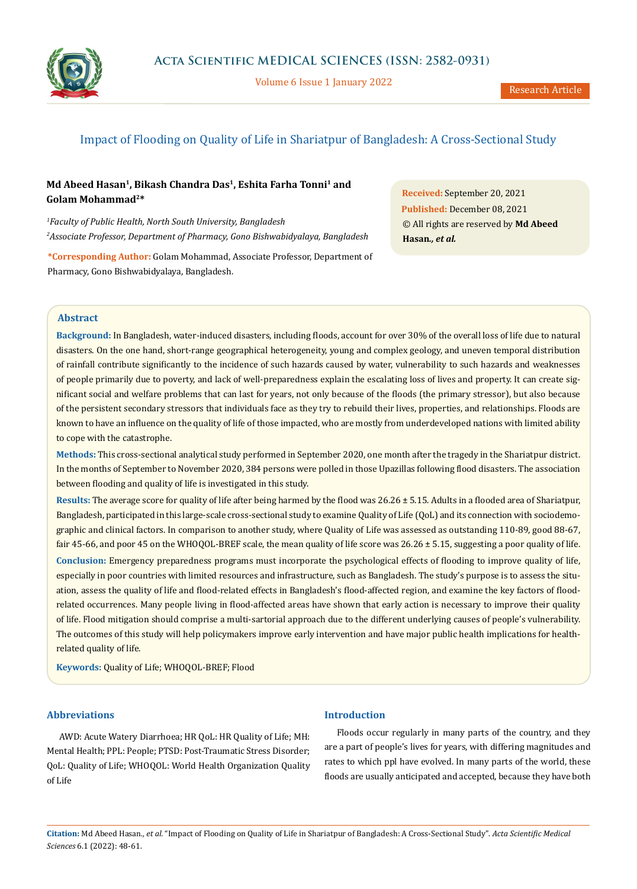# Impact of Flooding on Quality of Life in Shariatpur of Bangladesh: A Cross-Sectional Study

**Md Abeed Hasan[1], Bikash Chandra Das[1], Eshita Farha Tonni[1] and Golam Mohammad[2]***

*[1]Faculty of Public Health, North South University, Bangladesh*
*[2]Associate Professor, Department of Pharmacy, Gono Bishwabidyalaya, Bangladesh*

***Corresponding Author:** Golam Mohammad, Associate Professor, Department of Pharmacy, Gono Bishwabidyalaya, Bangladesh.

**Received:** September 20, 2021
**Published:** December 08, 2021
© All rights are reserved by **Md Abeed Hasan.*, et al.***

## Abstract

**Background:** In Bangladesh, water-induced disasters, including floods, account for over 30% of the overall loss of life due to natural disasters. On the one hand, short-range geographical heterogeneity, young and complex geology, and uneven temporal distribution of rainfall contribute significantly to the incidence of such hazards caused by water, vulnerability to such hazards and weaknesses of people primarily due to poverty, and lack of well-preparedness explain the escalating loss of lives and property. It can create significant social and welfare problems that can last for years, not only because of the floods (the primary stressor), but also because of the persistent secondary stressors that individuals face as they try to rebuild their lives, properties, and relationships. Floods are known to have an influence on the quality of life of those impacted, who are mostly from underdeveloped nations with limited ability to cope with the catastrophe.

**Methods:** This cross-sectional analytical study performed in September 2020, one month after the tragedy in the Shariatpur district. In the months of September to November 2020, 384 persons were polled in those Upazillas following flood disasters. The association between flooding and quality of life is investigated in this study.

**Results:** The average score for quality of life after being harmed by the flood was 26.26 ± 5.15. Adults in a flooded area of Shariatpur, Bangladesh, participated in this large-scale cross-sectional study to examine Quality of Life (QoL) and its connection with sociodemographic and clinical factors. In comparison to another study, where Quality of Life was assessed as outstanding 110-89, good 88-67, fair 45-66, and poor 45 on the WHOQOL-BREF scale, the mean quality of life score was 26.26 ± 5.15, suggesting a poor quality of life.

**Conclusion:** Emergency preparedness programs must incorporate the psychological effects of flooding to improve quality of life, especially in poor countries with limited resources and infrastructure, such as Bangladesh. The study's purpose is to assess the situation, assess the quality of life and flood-related effects in Bangladesh's flood-affected region, and examine the key factors of flood-related occurrences. Many people living in flood-affected areas have shown that early action is necessary to improve their quality of life. Flood mitigation should comprise a multi-sartorial approach due to the different underlying causes of people's vulnerability. The outcomes of this study will help policymakers improve early intervention and have major public health implications for health-related quality of life.

**Keywords:** Quality of Life; WHOQOL-BREF; Flood

## Abbreviations

AWD: Acute Watery Diarrhoea; HR QoL: HR Quality of Life; MH: Mental Health; PPL: People; PTSD: Post-Traumatic Stress Disorder; QoL: Quality of Life; WHOQOL: World Health Organization Quality of Life

## Introduction

Floods occur regularly in many parts of the country, and they are a part of people's lives for years, with differing magnitudes and rates to which ppl have evolved. In many parts of the world, these floods are usually anticipated and accepted, because they have both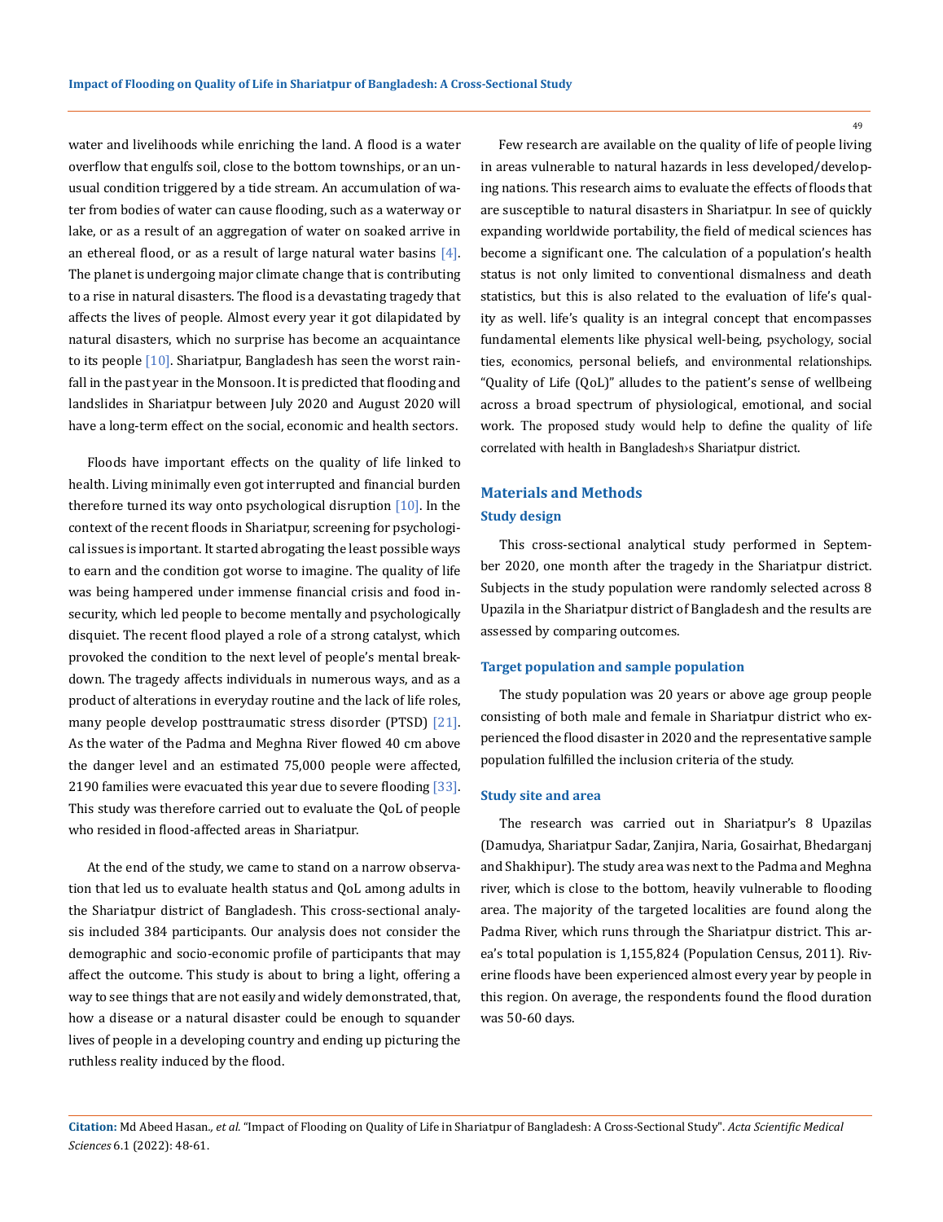water and livelihoods while enriching the land. A flood is a water overflow that engulfs soil, close to the bottom townships, or an unusual condition triggered by a tide stream. An accumulation of water from bodies of water can cause flooding, such as a waterway or lake, or as a result of an aggregation of water on soaked arrive in an ethereal flood, or as a result of large natural water basins [4]. The planet is undergoing major climate change that is contributing to a rise in natural disasters. The flood is a devastating tragedy that affects the lives of people. Almost every year it got dilapidated by natural disasters, which no surprise has become an acquaintance to its people [10]. Shariatpur, Bangladesh has seen the worst rainfall in the past year in the Monsoon. It is predicted that flooding and landslides in Shariatpur between July 2020 and August 2020 will have a long-term effect on the social, economic and health sectors.

Floods have important effects on the quality of life linked to health. Living minimally even got interrupted and financial burden therefore turned its way onto psychological disruption [10]. In the context of the recent floods in Shariatpur, screening for psychological issues is important. It started abrogating the least possible ways to earn and the condition got worse to imagine. The quality of life was being hampered under immense financial crisis and food insecurity, which led people to become mentally and psychologically disquiet. The recent flood played a role of a strong catalyst, which provoked the condition to the next level of people's mental breakdown. The tragedy affects individuals in numerous ways, and as a product of alterations in everyday routine and the lack of life roles, many people develop posttraumatic stress disorder (PTSD) [21]. As the water of the Padma and Meghna River flowed 40 cm above the danger level and an estimated 75,000 people were affected, 2190 families were evacuated this year due to severe flooding [33]. This study was therefore carried out to evaluate the QoL of people who resided in flood-affected areas in Shariatpur.

At the end of the study, we came to stand on a narrow observation that led us to evaluate health status and QoL among adults in the Shariatpur district of Bangladesh. This cross-sectional analysis included 384 participants. Our analysis does not consider the demographic and socio-economic profile of participants that may affect the outcome. This study is about to bring a light, offering a way to see things that are not easily and widely demonstrated, that, how a disease or a natural disaster could be enough to squander lives of people in a developing country and ending up picturing the ruthless reality induced by the flood.

Few research are available on the quality of life of people living in areas vulnerable to natural hazards in less developed/developing nations. This research aims to evaluate the effects of floods that are susceptible to natural disasters in Shariatpur. In see of quickly expanding worldwide portability, the field of medical sciences has become a significant one. The calculation of a population's health status is not only limited to conventional dismalness and death statistics, but this is also related to the evaluation of life's quality as well. life's quality is an integral concept that encompasses fundamental elements like physical well-being, psychology, social ties, economics, personal beliefs, and environmental relationships. "Quality of Life (QoL)" alludes to the patient's sense of wellbeing across a broad spectrum of physiological, emotional, and social work. The proposed study would help to define the quality of life correlated with health in Bangladesh›s Shariatpur district.

## Materials and Methods

### Study design

This cross-sectional analytical study performed in September 2020, one month after the tragedy in the Shariatpur district. Subjects in the study population were randomly selected across 8 Upazila in the Shariatpur district of Bangladesh and the results are assessed by comparing outcomes.

### Target population and sample population

The study population was 20 years or above age group people consisting of both male and female in Shariatpur district who experienced the flood disaster in 2020 and the representative sample population fulfilled the inclusion criteria of the study.

### Study site and area

The research was carried out in Shariatpur's 8 Upazilas (Damudya, Shariatpur Sadar, Zanjira, Naria, Gosairhat, Bhedarganj and Shakhipur). The study area was next to the Padma and Meghna river, which is close to the bottom, heavily vulnerable to flooding area. The majority of the targeted localities are found along the Padma River, which runs through the Shariatpur district. This area's total population is 1,155,824 (Population Census, 2011). Riverine floods have been experienced almost every year by people in this region. On average, the respondents found the flood duration was 50-60 days.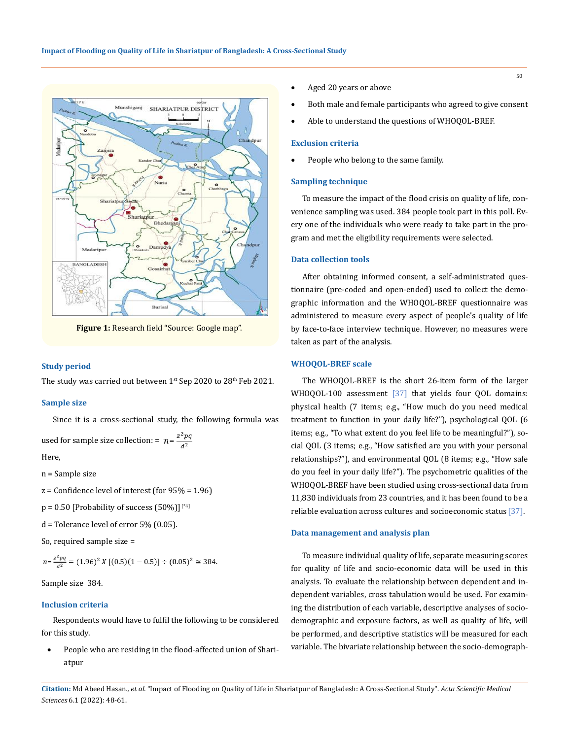Figure 1: Research field "Source: Google map".

### Study period

The study was carried out between 1st Sep 2020 to 28th Feb 2021.

### Sample size

Since it is a cross-sectional study, the following formula was used for sample size collection: = $n = \frac{z^2pq}{d^2}$

Here,

n = Sample size

z = Confidence level of interest (for 95% = 1.96)

p = 0.50 [Probability of success (50%)] [*4]

d = Tolerance level of error 5% (0.05).

So, required sample size =

$$n = \frac{z^2pq}{d^2} = (1.96)^2 \, X \, [(0.5)(1-0.5)] \div (0.05)^2 \cong 384.$$

Sample size 384.

### Inclusion criteria

Respondents would have to fulfil the following to be considered for this study.

- People who are residing in the flood-affected union of Shariatpur
- Aged 20 years or above
- Both male and female participants who agreed to give consent
- Able to understand the questions of WHOQOL-BREF.

### Exclusion criteria

- People who belong to the same family.

### Sampling technique

To measure the impact of the flood crisis on quality of life, convenience sampling was used. 384 people took part in this poll. Every one of the individuals who were ready to take part in the program and met the eligibility requirements were selected.

### Data collection tools

After obtaining informed consent, a self-administrated questionnaire (pre-coded and open-ended) used to collect the demographic information and the WHOQOL-BREF questionnaire was administered to measure every aspect of people's quality of life by face-to-face interview technique. However, no measures were taken as part of the analysis.

### WHOQOL-BREF scale

The WHOQOL-BREF is the short 26-item form of the larger WHOQOL-100 assessment [37] that yields four QOL domains: physical health (7 items; e.g., "How much do you need medical treatment to function in your daily life?"), psychological QOL (6 items; e.g., "To what extent do you feel life to be meaningful?"), social QOL (3 items; e.g., "How satisfied are you with your personal relationships?"), and environmental QOL (8 items; e.g., "How safe do you feel in your daily life?"). The psychometric qualities of the WHOQOL-BREF have been studied using cross-sectional data from 11,830 individuals from 23 countries, and it has been found to be a reliable evaluation across cultures and socioeconomic status [37].

### Data management and analysis plan

To measure individual quality of life, separate measuring scores for quality of life and socio-economic data will be used in this analysis. To evaluate the relationship between dependent and independent variables, cross tabulation would be used. For examining the distribution of each variable, descriptive analyses of socio-demographic and exposure factors, as well as quality of life, will be performed, and descriptive statistics will be measured for each variable. The bivariate relationship between the socio-demograph-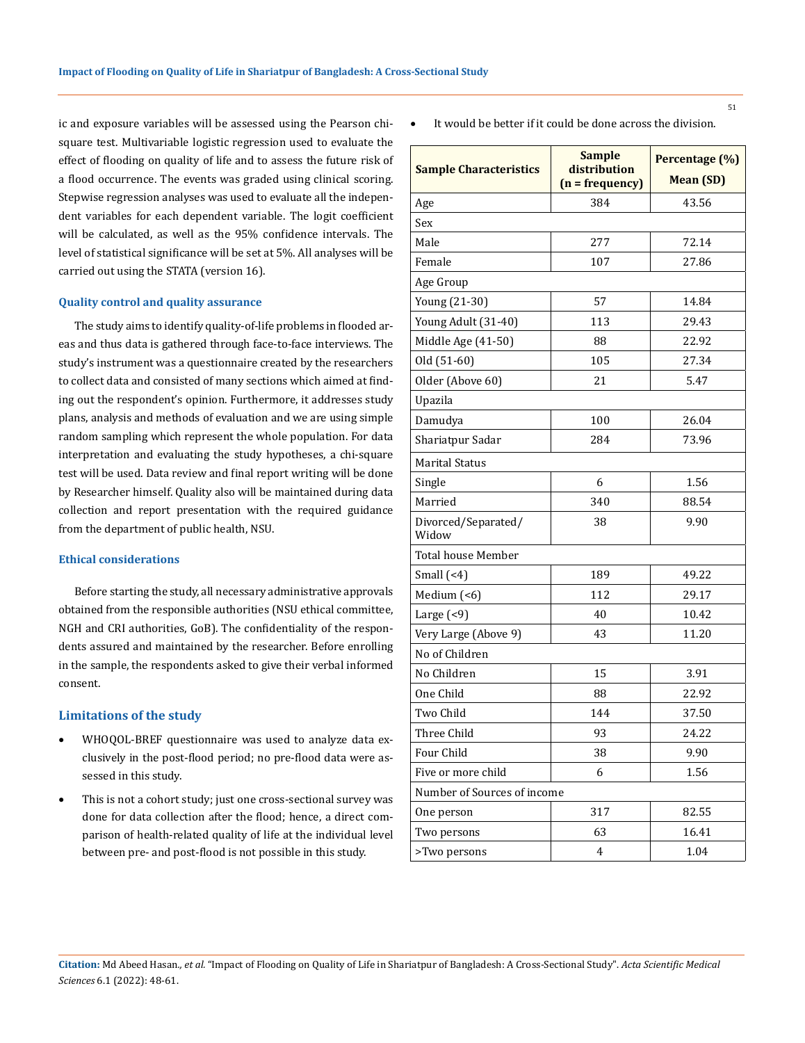ic and exposure variables will be assessed using the Pearson chi-square test. Multivariable logistic regression used to evaluate the effect of flooding on quality of life and to assess the future risk of a flood occurrence. The events was graded using clinical scoring. Stepwise regression analyses was used to evaluate all the independent variables for each dependent variable. The logit coefficient will be calculated, as well as the 95% confidence intervals. The level of statistical significance will be set at 5%. All analyses will be carried out using the STATA (version 16).

#### Quality control and quality assurance

The study aims to identify quality-of-life problems in flooded areas and thus data is gathered through face-to-face interviews. The study's instrument was a questionnaire created by the researchers to collect data and consisted of many sections which aimed at finding out the respondent's opinion. Furthermore, it addresses study plans, analysis and methods of evaluation and we are using simple random sampling which represent the whole population. For data interpretation and evaluating the study hypotheses, a chi-square test will be used. Data review and final report writing will be done by Researcher himself. Quality also will be maintained during data collection and report presentation with the required guidance from the department of public health, NSU.

#### Ethical considerations

Before starting the study, all necessary administrative approvals obtained from the responsible authorities (NSU ethical committee, NGH and CRI authorities, GoB). The confidentiality of the respondents assured and maintained by the researcher. Before enrolling in the sample, the respondents asked to give their verbal informed consent.

### Limitations of the study

- WHOQOL-BREF questionnaire was used to analyze data exclusively in the post-flood period; no pre-flood data were assessed in this study.
- This is not a cohort study; just one cross-sectional survey was done for data collection after the flood; hence, a direct comparison of health-related quality of life at the individual level between pre- and post-flood is not possible in this study.
- It would be better if it could be done across the division.

| Sample Characteristics | Sample distribution (n = frequency) | Percentage (%) Mean (SD) |
|---|---|---|
| Age | 384 | 43.56 |
| Sex | | |
| Male | 277 | 72.14 |
| Female | 107 | 27.86 |
| Age Group | | |
| Young (21-30) | 57 | 14.84 |
| Young Adult (31-40) | 113 | 29.43 |
| Middle Age (41-50) | 88 | 22.92 |
| Old (51-60) | 105 | 27.34 |
| Older (Above 60) | 21 | 5.47 |
| Upazila | | |
| Damudya | 100 | 26.04 |
| Shariatpur Sadar | 284 | 73.96 |
| Marital Status | | |
| Single | 6 | 1.56 |
| Married | 340 | 88.54 |
| Divorced/Separated/ Widow | 38 | 9.90 |
| Total house Member | | |
| Small (<4) | 189 | 49.22 |
| Medium (<6) | 112 | 29.17 |
| Large (<9) | 40 | 10.42 |
| Very Large (Above 9) | 43 | 11.20 |
| No of Children | | |
| No Children | 15 | 3.91 |
| One Child | 88 | 22.92 |
| Two Child | 144 | 37.50 |
| Three Child | 93 | 24.22 |
| Four Child | 38 | 9.90 |
| Five or more child | 6 | 1.56 |
| Number of Sources of income | | |
| One person | 317 | 82.55 |
| Two persons | 63 | 16.41 |
| >Two persons | 4 | 1.04 |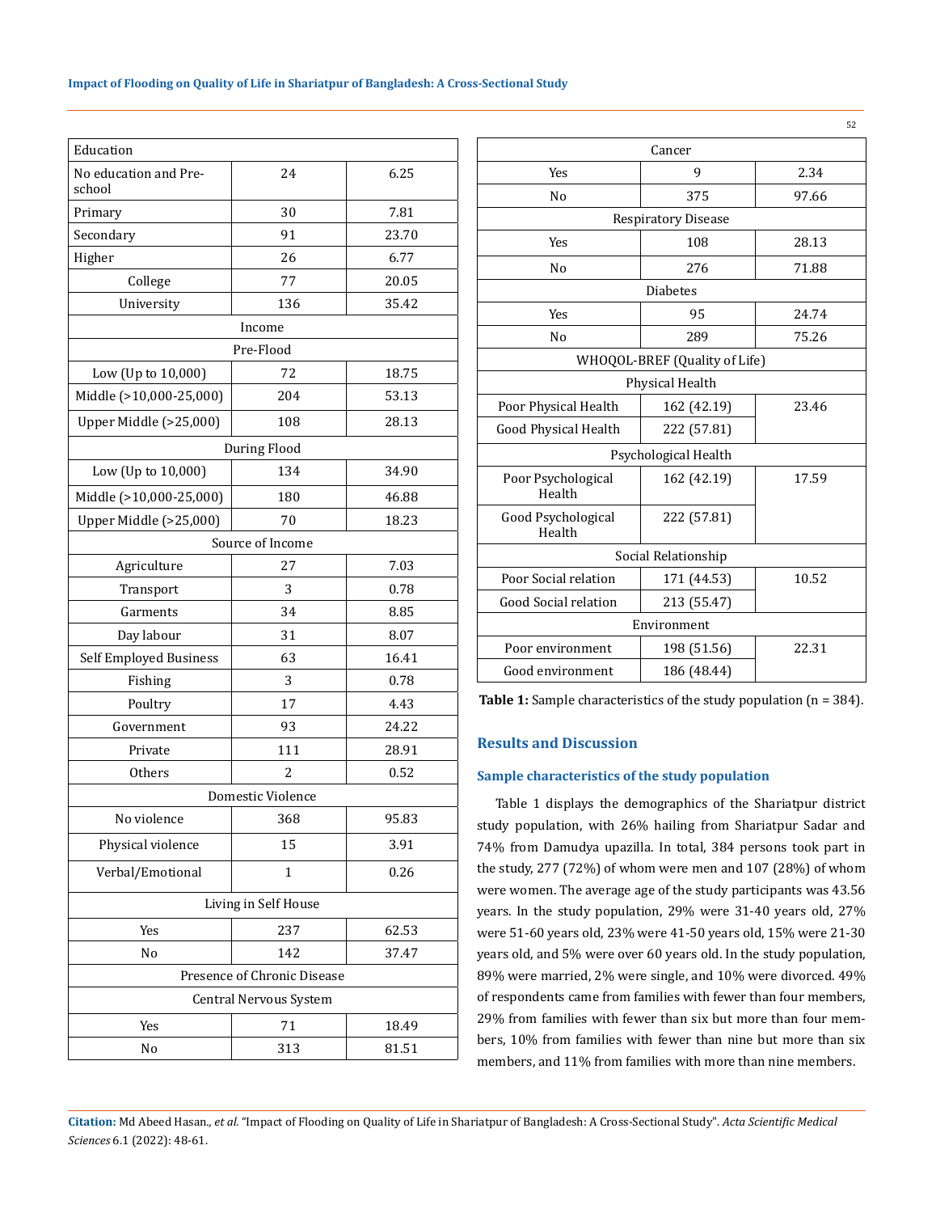| Education | | |
|---|---|---|
| No education and Pre-school | 24 | 6.25 |
| Primary | 30 | 7.81 |
| Secondary | 91 | 23.70 |
| Higher | 26 | 6.77 |
| College | 77 | 20.05 |
| University | 136 | 35.42 |
| Income | | |
| Pre-Flood | | |
| Low (Up to 10,000) | 72 | 18.75 |
| Middle (>10,000-25,000) | 204 | 53.13 |
| Upper Middle (>25,000) | 108 | 28.13 |
| During Flood | | |
| Low (Up to 10,000) | 134 | 34.90 |
| Middle (>10,000-25,000) | 180 | 46.88 |
| Upper Middle (>25,000) | 70 | 18.23 |
| Source of Income | | |
| Agriculture | 27 | 7.03 |
| Transport | 3 | 0.78 |
| Garments | 34 | 8.85 |
| Day labour | 31 | 8.07 |
| Self Employed Business | 63 | 16.41 |
| Fishing | 3 | 0.78 |
| Poultry | 17 | 4.43 |
| Government | 93 | 24.22 |
| Private | 111 | 28.91 |
| Others | 2 | 0.52 |
| Domestic Violence | | |
| No violence | 368 | 95.83 |
| Physical violence | 15 | 3.91 |
| Verbal/Emotional | 1 | 0.26 |
| Living in Self House | | |
| Yes | 237 | 62.53 |
| No | 142 | 37.47 |
| Presence of Chronic Disease | | |
| Central Nervous System | | |
| Yes | 71 | 18.49 |
| No | 313 | 81.51 |
| Cancer | | |
| Yes | 9 | 2.34 |
| No | 375 | 97.66 |
| Respiratory Disease | | |
| Yes | 108 | 28.13 |
| No | 276 | 71.88 |
| Diabetes | | |
| Yes | 95 | 24.74 |
| No | 289 | 75.26 |
| WHOQOL-BREF (Quality of Life) | | |
| Physical Health | | |
| Poor Physical Health | 162 (42.19) | 23.46 |
| Good Physical Health | 222 (57.81) | |
| Psychological Health | | |
| Poor Psychological Health | 162 (42.19) | 17.59 |
| Good Psychological Health | 222 (57.81) | |
| Social Relationship | | |
| Poor Social relation | 171 (44.53) | 10.52 |
| Good Social relation | 213 (55.47) | |
| Environment | | |
| Poor environment | 198 (51.56) | 22.31 |
| Good environment | 186 (48.44) | |

**Table 1:** Sample characteristics of the study population (n = 384).

## Results and Discussion

### Sample characteristics of the study population

Table 1 displays the demographics of the Shariatpur district study population, with 26% hailing from Shariatpur Sadar and 74% from Damudya upazilla. In total, 384 persons took part in the study, 277 (72%) of whom were men and 107 (28%) of whom were women. The average age of the study participants was 43.56 years. In the study population, 29% were 31-40 years old, 27% were 51-60 years old, 23% were 41-50 years old, 15% were 21-30 years old, and 5% were over 60 years old. In the study population, 89% were married, 2% were single, and 10% were divorced. 49% of respondents came from families with fewer than four members, 29% from families with fewer than six but more than four members, 10% from families with fewer than nine but more than six members, and 11% from families with more than nine members.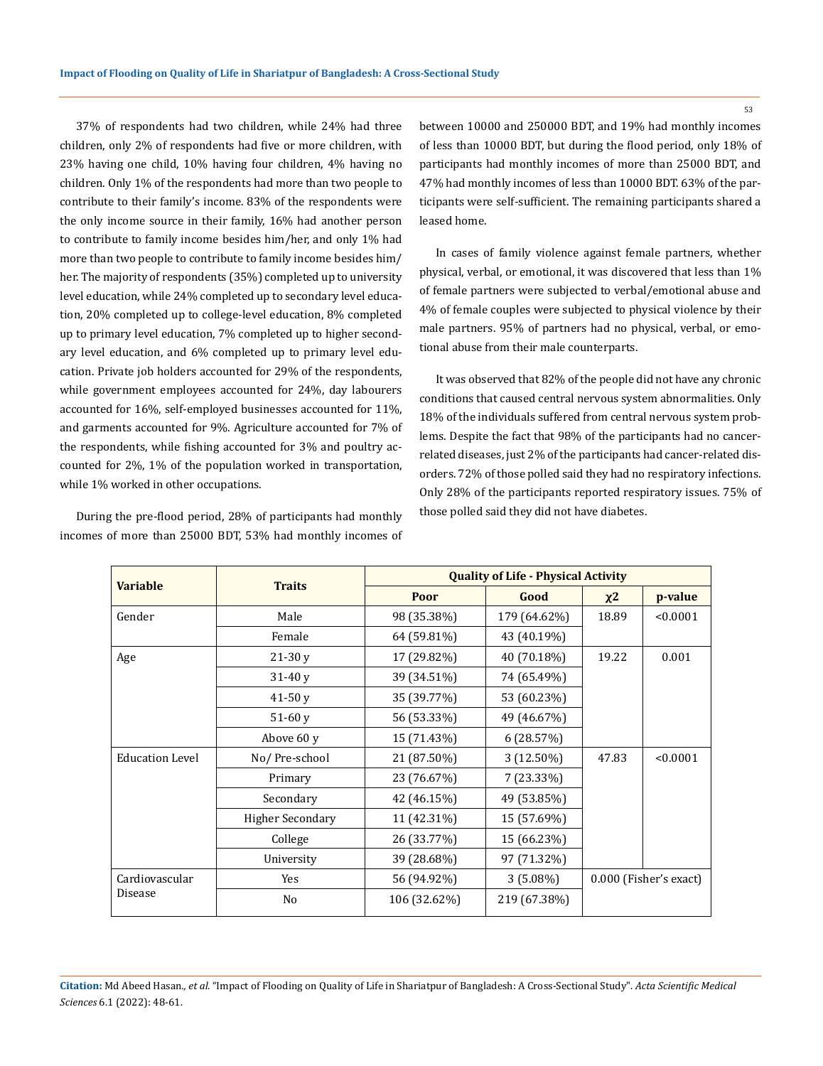37% of respondents had two children, while 24% had three children, only 2% of respondents had five or more children, with 23% having one child, 10% having four children, 4% having no children. Only 1% of the respondents had more than two people to contribute to their family's income. 83% of the respondents were the only income source in their family, 16% had another person to contribute to family income besides him/her, and only 1% had more than two people to contribute to family income besides him/her. The majority of respondents (35%) completed up to university level education, while 24% completed up to secondary level education, 20% completed up to college-level education, 8% completed up to primary level education, 7% completed up to higher secondary level education, and 6% completed up to primary level education. Private job holders accounted for 29% of the respondents, while government employees accounted for 24%, day labourers accounted for 16%, self-employed businesses accounted for 11%, and garments accounted for 9%. Agriculture accounted for 7% of the respondents, while fishing accounted for 3% and poultry accounted for 2%, 1% of the population worked in transportation, while 1% worked in other occupations.

During the pre-flood period, 28% of participants had monthly incomes of more than 25000 BDT, 53% had monthly incomes of between 10000 and 250000 BDT, and 19% had monthly incomes of less than 10000 BDT, but during the flood period, only 18% of participants had monthly incomes of more than 25000 BDT, and 47% had monthly incomes of less than 10000 BDT. 63% of the participants were self-sufficient. The remaining participants shared a leased home.

In cases of family violence against female partners, whether physical, verbal, or emotional, it was discovered that less than 1% of female partners were subjected to verbal/emotional abuse and 4% of female couples were subjected to physical violence by their male partners. 95% of partners had no physical, verbal, or emotional abuse from their male counterparts.

It was observed that 82% of the people did not have any chronic conditions that caused central nervous system abnormalities. Only 18% of the individuals suffered from central nervous system problems. Despite the fact that 98% of the participants had no cancer-related diseases, just 2% of the participants had cancer-related disorders. 72% of those polled said they had no respiratory infections. Only 28% of the participants reported respiratory issues. 75% of those polled said they did not have diabetes.

| Variable | Traits | Quality of Life - Physical Activity | | | |
|---|---|---|---|---|---|
| | | Poor | Good | $\chi^2$ | p-value |
| Gender | Male | 98 (35.38%) | 179 (64.62%) | 18.89 | <0.0001 |
| | Female | 64 (59.81%) | 43 (40.19%) | | |
| Age | 21-30 y | 17 (29.82%) | 40 (70.18%) | 19.22 | 0.001 |
| | 31-40 y | 39 (34.51%) | 74 (65.49%) | | |
| | 41-50 y | 35 (39.77%) | 53 (60.23%) | | |
| | 51-60 y | 56 (53.33%) | 49 (46.67%) | | |
| | Above 60 y | 15 (71.43%) | 6 (28.57%) | | |
| Education Level | No/ Pre-school | 21 (87.50%) | 3 (12.50%) | 47.83 | <0.0001 |
| | Primary | 23 (76.67%) | 7 (23.33%) | | |
| | Secondary | 42 (46.15%) | 49 (53.85%) | | |
| | Higher Secondary | 11 (42.31%) | 15 (57.69%) | | |
| | College | 26 (33.77%) | 15 (66.23%) | | |
| | University | 39 (28.68%) | 97 (71.32%) | | |
| Cardiovascular Disease | Yes | 56 (94.92%) | 3 (5.08%) | 0.000 (Fisher's exact) | |
| | No | 106 (32.62%) | 219 (67.38%) | | |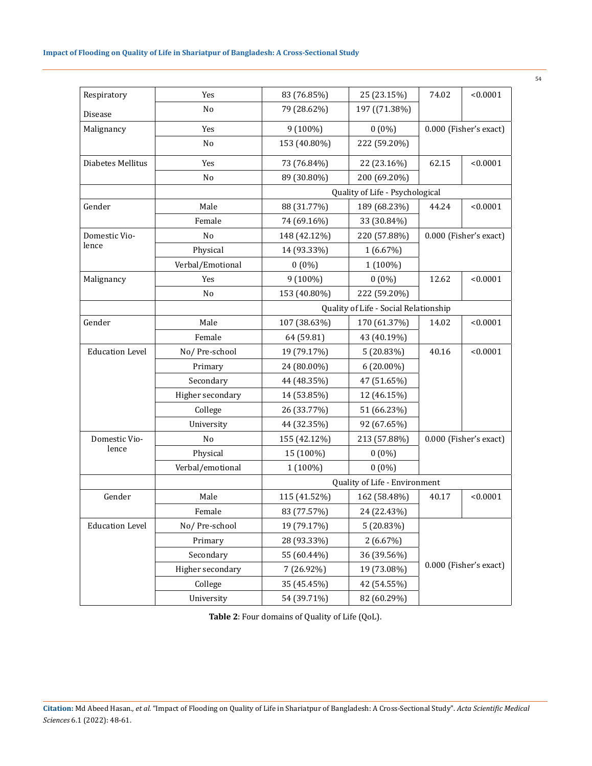| | | | | | |
|---|---|---|---|---|---|
| Respiratory Disease | Yes | 83 (76.85%) | 25 (23.15%) | 74.02 | <0.0001 |
| | No | 79 (28.62%) | 197 ((71.38%) | | |
| Malignancy | Yes | 9 (100%) | 0 (0%) | 0.000 (Fisher's exact) | |
| | No | 153 (40.80%) | 222 (59.20%) | | |
| Diabetes Mellitus | Yes | 73 (76.84%) | 22 (23.16%) | 62.15 | <0.0001 |
| | No | 89 (30.80%) | 200 (69.20%) | | |
| | | Quality of Life - Psychological | | | |
| Gender | Male | 88 (31.77%) | 189 (68.23%) | 44.24 | <0.0001 |
| | Female | 74 (69.16%) | 33 (30.84%) | | |
| Domestic Violence | No | 148 (42.12%) | 220 (57.88%) | 0.000 (Fisher's exact) | |
| | Physical | 14 (93.33%) | 1 (6.67%) | | |
| | Verbal/Emotional | 0 (0%) | 1 (100%) | | |
| Malignancy | Yes | 9 (100%) | 0 (0%) | 12.62 | <0.0001 |
| | No | 153 (40.80%) | 222 (59.20%) | | |
| | | Quality of Life - Social Relationship | | | |
| Gender | Male | 107 (38.63%) | 170 (61.37%) | 14.02 | <0.0001 |
| | Female | 64 (59.81) | 43 (40.19%) | | |
| Education Level | No/ Pre-school | 19 (79.17%) | 5 (20.83%) | 40.16 | <0.0001 |
| | Primary | 24 (80.00%) | 6 (20.00%) | | |
| | Secondary | 44 (48.35%) | 47 (51.65%) | | |
| | Higher secondary | 14 (53.85%) | 12 (46.15%) | | |
| | College | 26 (33.77%) | 51 (66.23%) | | |
| | University | 44 (32.35%) | 92 (67.65%) | | |
| Domestic Violence | No | 155 (42.12%) | 213 (57.88%) | 0.000 (Fisher's exact) | |
| | Physical | 15 (100%) | 0 (0%) | | |
| | Verbal/emotional | 1 (100%) | 0 (0%) | | |
| | | Quality of Life - Environment | | | |
| Gender | Male | 115 (41.52%) | 162 (58.48%) | 40.17 | <0.0001 |
| | Female | 83 (77.57%) | 24 (22.43%) | | |
| Education Level | No/ Pre-school | 19 (79.17%) | 5 (20.83%) | 0.000 (Fisher's exact) | |
| | Primary | 28 (93.33%) | 2 (6.67%) | | |
| | Secondary | 55 (60.44%) | 36 (39.56%) | | |
| | Higher secondary | 7 (26.92%) | 19 (73.08%) | | |
| | College | 35 (45.45%) | 42 (54.55%) | | |
| | University | 54 (39.71%) | 82 (60.29%) | | |

**Table 2**: Four domains of Quality of Life (QoL).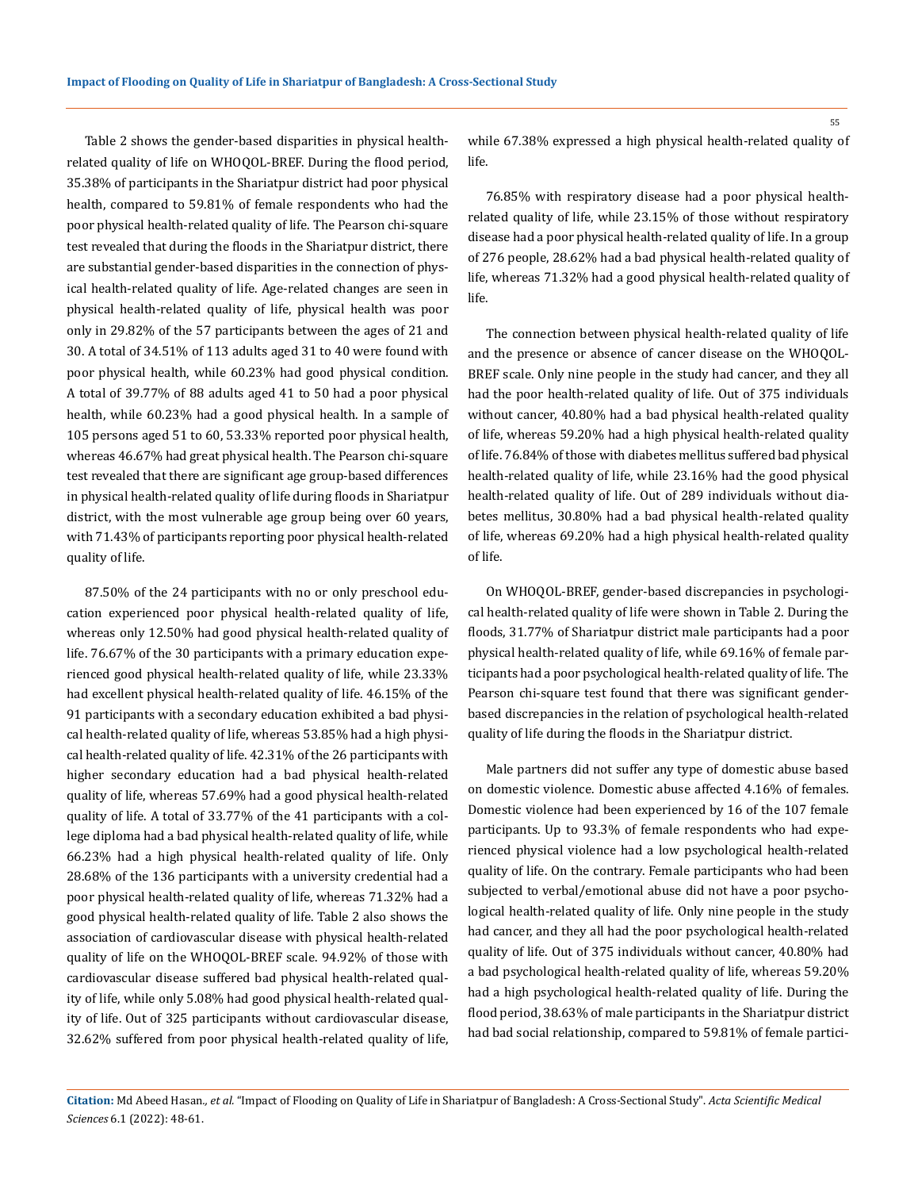Table 2 shows the gender-based disparities in physical health-related quality of life on WHOQOL-BREF. During the flood period, 35.38% of participants in the Shariatpur district had poor physical health, compared to 59.81% of female respondents who had the poor physical health-related quality of life. The Pearson chi-square test revealed that during the floods in the Shariatpur district, there are substantial gender-based disparities in the connection of physical health-related quality of life. Age-related changes are seen in physical health-related quality of life, physical health was poor only in 29.82% of the 57 participants between the ages of 21 and 30. A total of 34.51% of 113 adults aged 31 to 40 were found with poor physical health, while 60.23% had good physical condition. A total of 39.77% of 88 adults aged 41 to 50 had a poor physical health, while 60.23% had a good physical health. In a sample of 105 persons aged 51 to 60, 53.33% reported poor physical health, whereas 46.67% had great physical health. The Pearson chi-square test revealed that there are significant age group-based differences in physical health-related quality of life during floods in Shariatpur district, with the most vulnerable age group being over 60 years, with 71.43% of participants reporting poor physical health-related quality of life.

87.50% of the 24 participants with no or only preschool education experienced poor physical health-related quality of life, whereas only 12.50% had good physical health-related quality of life. 76.67% of the 30 participants with a primary education experienced good physical health-related quality of life, while 23.33% had excellent physical health-related quality of life. 46.15% of the 91 participants with a secondary education exhibited a bad physical health-related quality of life, whereas 53.85% had a high physical health-related quality of life. 42.31% of the 26 participants with higher secondary education had a bad physical health-related quality of life, whereas 57.69% had a good physical health-related quality of life. A total of 33.77% of the 41 participants with a college diploma had a bad physical health-related quality of life, while 66.23% had a high physical health-related quality of life. Only 28.68% of the 136 participants with a university credential had a poor physical health-related quality of life, whereas 71.32% had a good physical health-related quality of life. Table 2 also shows the association of cardiovascular disease with physical health-related quality of life on the WHOQOL-BREF scale. 94.92% of those with cardiovascular disease suffered bad physical health-related quality of life, while only 5.08% had good physical health-related quality of life. Out of 325 participants without cardiovascular disease, 32.62% suffered from poor physical health-related quality of life, while 67.38% expressed a high physical health-related quality of life.

76.85% with respiratory disease had a poor physical health-related quality of life, while 23.15% of those without respiratory disease had a poor physical health-related quality of life. In a group of 276 people, 28.62% had a bad physical health-related quality of life, whereas 71.32% had a good physical health-related quality of life.

The connection between physical health-related quality of life and the presence or absence of cancer disease on the WHOQOL-BREF scale. Only nine people in the study had cancer, and they all had the poor health-related quality of life. Out of 375 individuals without cancer, 40.80% had a bad physical health-related quality of life, whereas 59.20% had a high physical health-related quality of life. 76.84% of those with diabetes mellitus suffered bad physical health-related quality of life, while 23.16% had the good physical health-related quality of life. Out of 289 individuals without diabetes mellitus, 30.80% had a bad physical health-related quality of life, whereas 69.20% had a high physical health-related quality of life.

On WHOQOL-BREF, gender-based discrepancies in psychological health-related quality of life were shown in Table 2. During the floods, 31.77% of Shariatpur district male participants had a poor physical health-related quality of life, while 69.16% of female participants had a poor psychological health-related quality of life. The Pearson chi-square test found that there was significant gender-based discrepancies in the relation of psychological health-related quality of life during the floods in the Shariatpur district.

Male partners did not suffer any type of domestic abuse based on domestic violence. Domestic abuse affected 4.16% of females. Domestic violence had been experienced by 16 of the 107 female participants. Up to 93.3% of female respondents who had experienced physical violence had a low psychological health-related quality of life. On the contrary. Female participants who had been subjected to verbal/emotional abuse did not have a poor psychological health-related quality of life. Only nine people in the study had cancer, and they all had the poor psychological health-related quality of life. Out of 375 individuals without cancer, 40.80% had a bad psychological health-related quality of life, whereas 59.20% had a high psychological health-related quality of life. During the flood period, 38.63% of male participants in the Shariatpur district had bad social relationship, compared to 59.81% of female partici-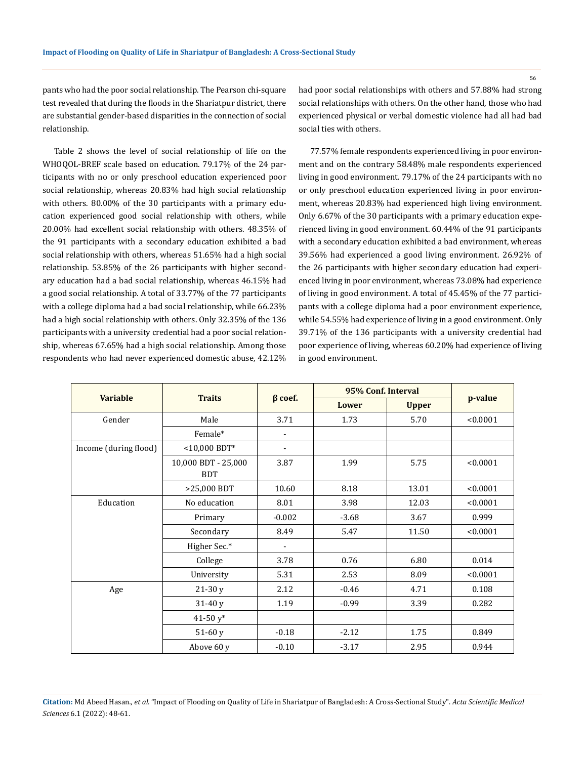pants who had the poor social relationship. The Pearson chi-square test revealed that during the floods in the Shariatpur district, there are substantial gender-based disparities in the connection of social relationship.

Table 2 shows the level of social relationship of life on the WHOQOL-BREF scale based on education. 79.17% of the 24 participants with no or only preschool education experienced poor social relationship, whereas 20.83% had high social relationship with others. 80.00% of the 30 participants with a primary education experienced good social relationship with others, while 20.00% had excellent social relationship with others. 48.35% of the 91 participants with a secondary education exhibited a bad social relationship with others, whereas 51.65% had a high social relationship. 53.85% of the 26 participants with higher secondary education had a bad social relationship, whereas 46.15% had a good social relationship. A total of 33.77% of the 77 participants with a college diploma had a bad social relationship, while 66.23% had a high social relationship with others. Only 32.35% of the 136 participants with a university credential had a poor social relationship, whereas 67.65% had a high social relationship. Among those respondents who had never experienced domestic abuse, 42.12% had poor social relationships with others and 57.88% had strong social relationships with others. On the other hand, those who had experienced physical or verbal domestic violence had all had bad social ties with others.

77.57% female respondents experienced living in poor environment and on the contrary 58.48% male respondents experienced living in good environment. 79.17% of the 24 participants with no or only preschool education experienced living in poor environment, whereas 20.83% had experienced high living environment. Only 6.67% of the 30 participants with a primary education experienced living in good environment. 60.44% of the 91 participants with a secondary education exhibited a bad environment, whereas 39.56% had experienced a good living environment. 26.92% of the 26 participants with higher secondary education had experienced living in poor environment, whereas 73.08% had experience of living in good environment. A total of 45.45% of the 77 participants with a college diploma had a poor environment experience, while 54.55% had experience of living in a good environment. Only 39.71% of the 136 participants with a university credential had poor experience of living, whereas 60.20% had experience of living in good environment.

| Variable | Traits | β coef. | 95% Conf. Interval | | p-value |
|---|---|---|---|---|---|
| | | | Lower | Upper | |
| Gender | Male | 3.71 | 1.73 | 5.70 | <0.0001 |
| | Female* | - | | | |
| Income (during flood) | <10,000 BDT* | - | | | |
| | 10,000 BDT - 25,000 BDT | 3.87 | 1.99 | 5.75 | <0.0001 |
| | >25,000 BDT | 10.60 | 8.18 | 13.01 | <0.0001 |
| Education | No education | 8.01 | 3.98 | 12.03 | <0.0001 |
| | Primary | -0.002 | -3.68 | 3.67 | 0.999 |
| | Secondary | 8.49 | 5.47 | 11.50 | <0.0001 |
| | Higher Sec.* | - | | | |
| | College | 3.78 | 0.76 | 6.80 | 0.014 |
| | University | 5.31 | 2.53 | 8.09 | <0.0001 |
| Age | 21-30 y | 2.12 | -0.46 | 4.71 | 0.108 |
| | 31-40 y | 1.19 | -0.99 | 3.39 | 0.282 |
| | 41-50 y* | | | | |
| | 51-60 y | -0.18 | -2.12 | 1.75 | 0.849 |
| | Above 60 y | -0.10 | -3.17 | 2.95 | 0.944 |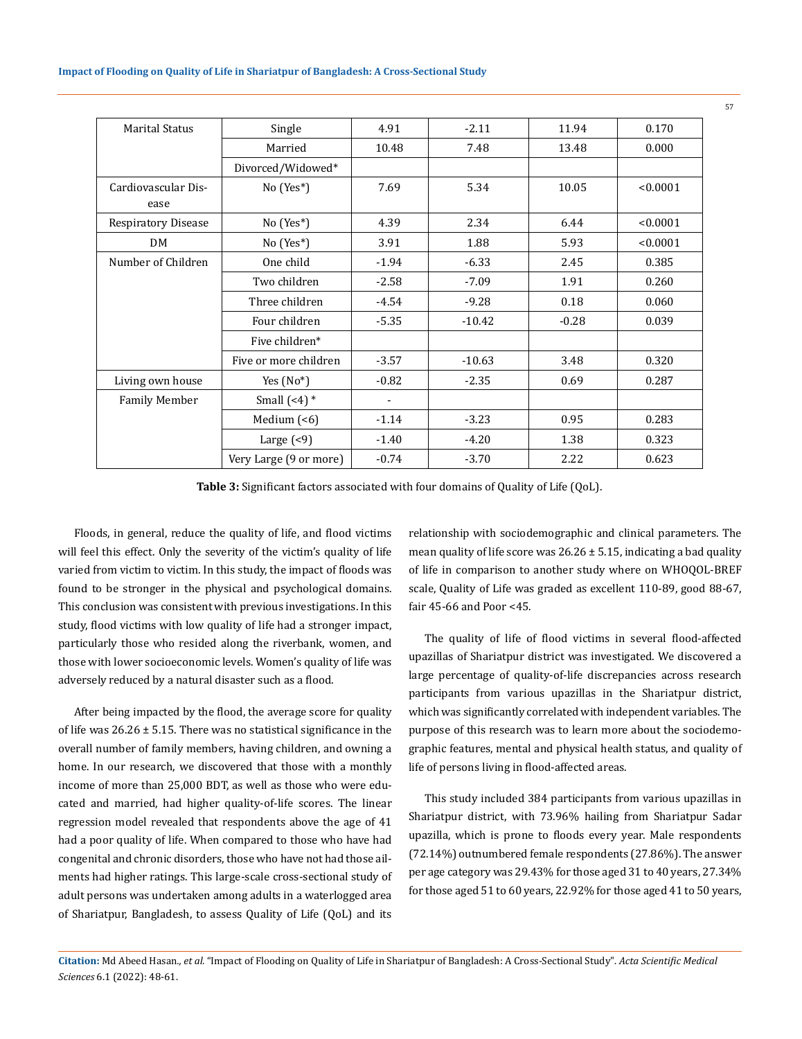| Marital Status | Single | 4.91 | -2.11 | 11.94 | 0.170 |
|---|---|---|---|---|---|
| | Married | 10.48 | 7.48 | 13.48 | 0.000 |
| | Divorced/Widowed* | | | | |
| Cardiovascular Disease | No (Yes*) | 7.69 | 5.34 | 10.05 | <0.0001 |
| Respiratory Disease | No (Yes*) | 4.39 | 2.34 | 6.44 | <0.0001 |
| DM | No (Yes*) | 3.91 | 1.88 | 5.93 | <0.0001 |
| Number of Children | One child | -1.94 | -6.33 | 2.45 | 0.385 |
| | Two children | -2.58 | -7.09 | 1.91 | 0.260 |
| | Three children | -4.54 | -9.28 | 0.18 | 0.060 |
| | Four children | -5.35 | -10.42 | -0.28 | 0.039 |
| | Five children* | | | | |
| | Five or more children | -3.57 | -10.63 | 3.48 | 0.320 |
| Living own house | Yes (No*) | -0.82 | -2.35 | 0.69 | 0.287 |
| Family Member | Small (<4) * | - | | | |
| | Medium (<6) | -1.14 | -3.23 | 0.95 | 0.283 |
| | Large (<9) | -1.40 | -4.20 | 1.38 | 0.323 |
| | Very Large (9 or more) | -0.74 | -3.70 | 2.22 | 0.623 |

**Table 3:** Significant factors associated with four domains of Quality of Life (QoL).

Floods, in general, reduce the quality of life, and flood victims will feel this effect. Only the severity of the victim's quality of life varied from victim to victim. In this study, the impact of floods was found to be stronger in the physical and psychological domains. This conclusion was consistent with previous investigations. In this study, flood victims with low quality of life had a stronger impact, particularly those who resided along the riverbank, women, and those with lower socioeconomic levels. Women's quality of life was adversely reduced by a natural disaster such as a flood.

After being impacted by the flood, the average score for quality of life was 26.26 ± 5.15. There was no statistical significance in the overall number of family members, having children, and owning a home. In our research, we discovered that those with a monthly income of more than 25,000 BDT, as well as those who were educated and married, had higher quality-of-life scores. The linear regression model revealed that respondents above the age of 41 had a poor quality of life. When compared to those who have had congenital and chronic disorders, those who have not had those ailments had higher ratings. This large-scale cross-sectional study of adult persons was undertaken among adults in a waterlogged area of Shariatpur, Bangladesh, to assess Quality of Life (QoL) and its relationship with sociodemographic and clinical parameters. The mean quality of life score was 26.26 ± 5.15, indicating a bad quality of life in comparison to another study where on WHOQOL-BREF scale, Quality of Life was graded as excellent 110-89, good 88-67, fair 45-66 and Poor <45.

The quality of life of flood victims in several flood-affected upazillas of Shariatpur district was investigated. We discovered a large percentage of quality-of-life discrepancies across research participants from various upazillas in the Shariatpur district, which was significantly correlated with independent variables. The purpose of this research was to learn more about the sociodemographic features, mental and physical health status, and quality of life of persons living in flood-affected areas.

This study included 384 participants from various upazillas in Shariatpur district, with 73.96% hailing from Shariatpur Sadar upazilla, which is prone to floods every year. Male respondents (72.14%) outnumbered female respondents (27.86%). The answer per age category was 29.43% for those aged 31 to 40 years, 27.34% for those aged 51 to 60 years, 22.92% for those aged 41 to 50 years,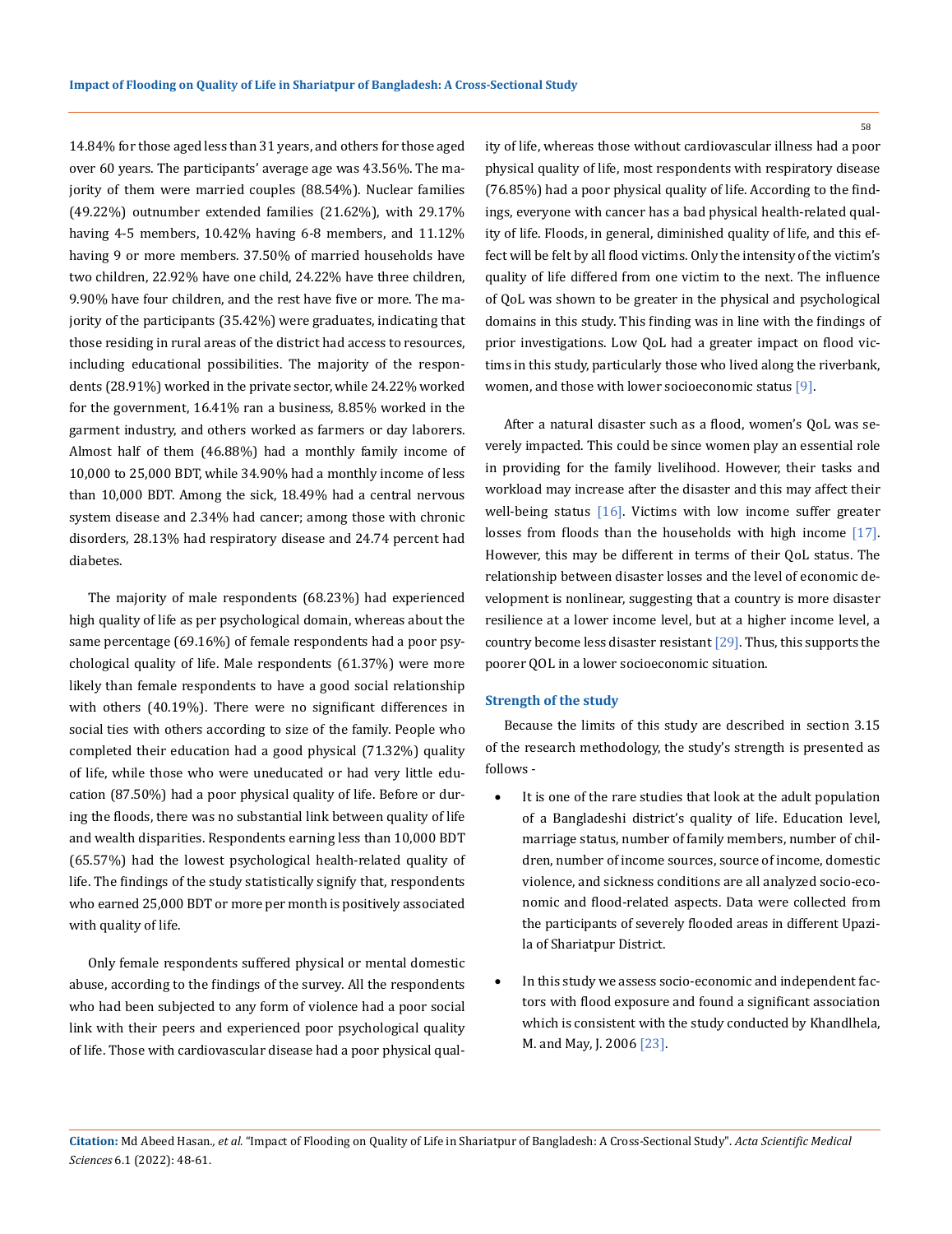14.84% for those aged less than 31 years, and others for those aged over 60 years. The participants' average age was 43.56%. The majority of them were married couples (88.54%). Nuclear families (49.22%) outnumber extended families (21.62%), with 29.17% having 4-5 members, 10.42% having 6-8 members, and 11.12% having 9 or more members. 37.50% of married households have two children, 22.92% have one child, 24.22% have three children, 9.90% have four children, and the rest have five or more. The majority of the participants (35.42%) were graduates, indicating that those residing in rural areas of the district had access to resources, including educational possibilities. The majority of the respondents (28.91%) worked in the private sector, while 24.22% worked for the government, 16.41% ran a business, 8.85% worked in the garment industry, and others worked as farmers or day laborers. Almost half of them (46.88%) had a monthly family income of 10,000 to 25,000 BDT, while 34.90% had a monthly income of less than 10,000 BDT. Among the sick, 18.49% had a central nervous system disease and 2.34% had cancer; among those with chronic disorders, 28.13% had respiratory disease and 24.74 percent had diabetes.

The majority of male respondents (68.23%) had experienced high quality of life as per psychological domain, whereas about the same percentage (69.16%) of female respondents had a poor psychological quality of life. Male respondents (61.37%) were more likely than female respondents to have a good social relationship with others (40.19%). There were no significant differences in social ties with others according to size of the family. People who completed their education had a good physical (71.32%) quality of life, while those who were uneducated or had very little education (87.50%) had a poor physical quality of life. Before or during the floods, there was no substantial link between quality of life and wealth disparities. Respondents earning less than 10,000 BDT (65.57%) had the lowest psychological health-related quality of life. The findings of the study statistically signify that, respondents who earned 25,000 BDT or more per month is positively associated with quality of life.

Only female respondents suffered physical or mental domestic abuse, according to the findings of the survey. All the respondents who had been subjected to any form of violence had a poor social link with their peers and experienced poor psychological quality of life. Those with cardiovascular disease had a poor physical quality of life, whereas those without cardiovascular illness had a poor physical quality of life, most respondents with respiratory disease (76.85%) had a poor physical quality of life. According to the findings, everyone with cancer has a bad physical health-related quality of life. Floods, in general, diminished quality of life, and this effect will be felt by all flood victims. Only the intensity of the victim's quality of life differed from one victim to the next. The influence of QoL was shown to be greater in the physical and psychological domains in this study. This finding was in line with the findings of prior investigations. Low QoL had a greater impact on flood victims in this study, particularly those who lived along the riverbank, women, and those with lower socioeconomic status [9].

After a natural disaster such as a flood, women's QoL was severely impacted. This could be since women play an essential role in providing for the family livelihood. However, their tasks and workload may increase after the disaster and this may affect their well-being status [16]. Victims with low income suffer greater losses from floods than the households with high income [17]. However, this may be different in terms of their QoL status. The relationship between disaster losses and the level of economic development is nonlinear, suggesting that a country is more disaster resilience at a lower income level, but at a higher income level, a country become less disaster resistant [29]. Thus, this supports the poorer QOL in a lower socioeconomic situation.

### Strength of the study

Because the limits of this study are described in section 3.15 of the research methodology, the study's strength is presented as follows -

- It is one of the rare studies that look at the adult population of a Bangladeshi district's quality of life. Education level, marriage status, number of family members, number of children, number of income sources, source of income, domestic violence, and sickness conditions are all analyzed socio-economic and flood-related aspects. Data were collected from the participants of severely flooded areas in different Upazila of Shariatpur District.
- In this study we assess socio-economic and independent factors with flood exposure and found a significant association which is consistent with the study conducted by Khandlhela, M. and May, J. 2006 [23].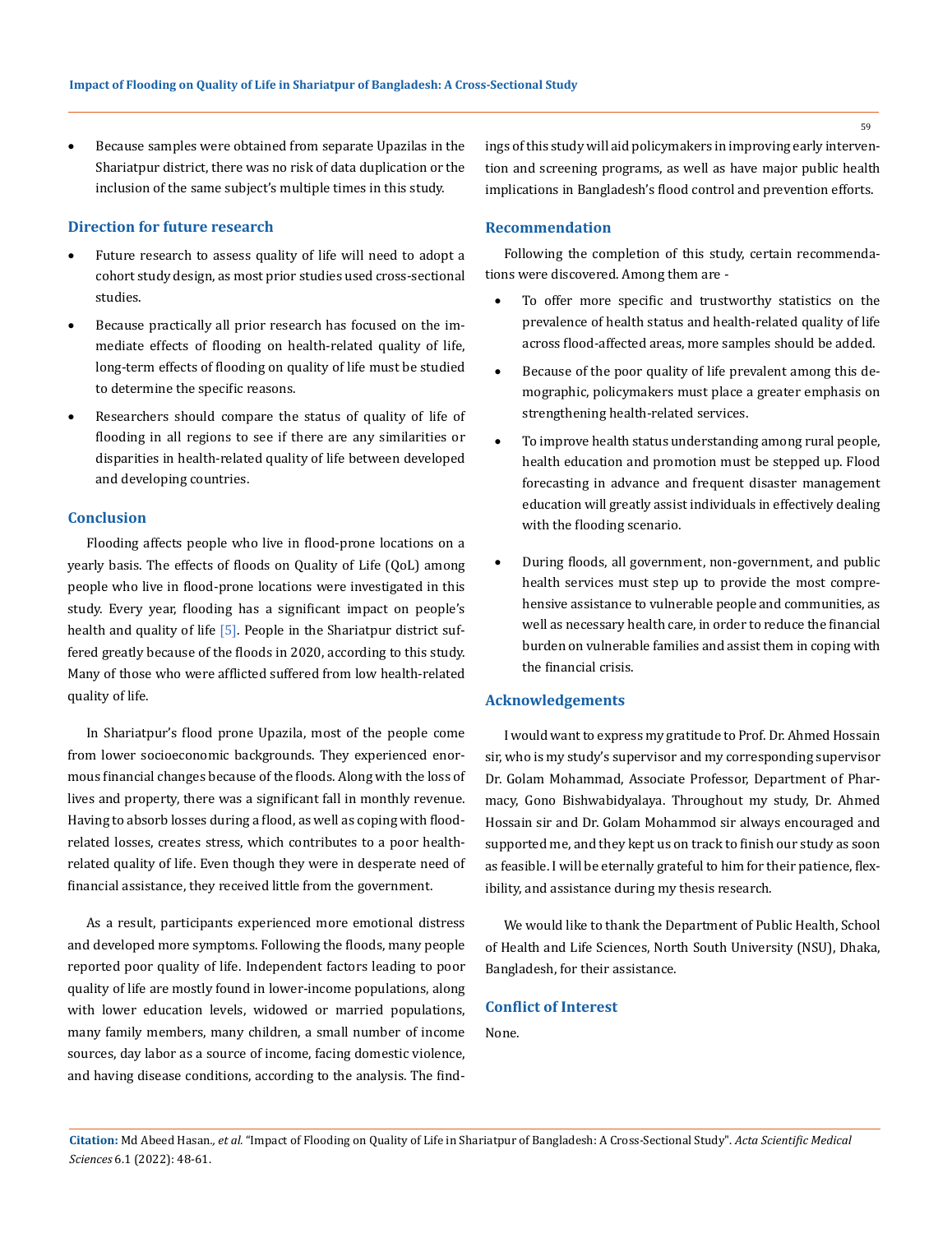- Because samples were obtained from separate Upazilas in the Shariatpur district, there was no risk of data duplication or the inclusion of the same subject's multiple times in this study.

## Direction for future research

- Future research to assess quality of life will need to adopt a cohort study design, as most prior studies used cross-sectional studies.
- Because practically all prior research has focused on the immediate effects of flooding on health-related quality of life, long-term effects of flooding on quality of life must be studied to determine the specific reasons.
- Researchers should compare the status of quality of life of flooding in all regions to see if there are any similarities or disparities in health-related quality of life between developed and developing countries.

## Conclusion

Flooding affects people who live in flood-prone locations on a yearly basis. The effects of floods on Quality of Life (QoL) among people who live in flood-prone locations were investigated in this study. Every year, flooding has a significant impact on people's health and quality of life [5]. People in the Shariatpur district suffered greatly because of the floods in 2020, according to this study. Many of those who were afflicted suffered from low health-related quality of life.

In Shariatpur's flood prone Upazila, most of the people come from lower socioeconomic backgrounds. They experienced enormous financial changes because of the floods. Along with the loss of lives and property, there was a significant fall in monthly revenue. Having to absorb losses during a flood, as well as coping with flood-related losses, creates stress, which contributes to a poor health-related quality of life. Even though they were in desperate need of financial assistance, they received little from the government.

As a result, participants experienced more emotional distress and developed more symptoms. Following the floods, many people reported poor quality of life. Independent factors leading to poor quality of life are mostly found in lower-income populations, along with lower education levels, widowed or married populations, many family members, many children, a small number of income sources, day labor as a source of income, facing domestic violence, and having disease conditions, according to the analysis. The findings of this study will aid policymakers in improving early intervention and screening programs, as well as have major public health implications in Bangladesh's flood control and prevention efforts.

## Recommendation

Following the completion of this study, certain recommendations were discovered. Among them are -

- To offer more specific and trustworthy statistics on the prevalence of health status and health-related quality of life across flood-affected areas, more samples should be added.
- Because of the poor quality of life prevalent among this demographic, policymakers must place a greater emphasis on strengthening health-related services.
- To improve health status understanding among rural people, health education and promotion must be stepped up. Flood forecasting in advance and frequent disaster management education will greatly assist individuals in effectively dealing with the flooding scenario.
- During floods, all government, non-government, and public health services must step up to provide the most comprehensive assistance to vulnerable people and communities, as well as necessary health care, in order to reduce the financial burden on vulnerable families and assist them in coping with the financial crisis.

## Acknowledgements

I would want to express my gratitude to Prof. Dr. Ahmed Hossain sir, who is my study's supervisor and my corresponding supervisor Dr. Golam Mohammad, Associate Professor, Department of Pharmacy, Gono Bishwabidyalaya. Throughout my study, Dr. Ahmed Hossain sir and Dr. Golam Mohammod sir always encouraged and supported me, and they kept us on track to finish our study as soon as feasible. I will be eternally grateful to him for their patience, flexibility, and assistance during my thesis research.

We would like to thank the Department of Public Health, School of Health and Life Sciences, North South University (NSU), Dhaka, Bangladesh, for their assistance.

## Conflict of Interest

None.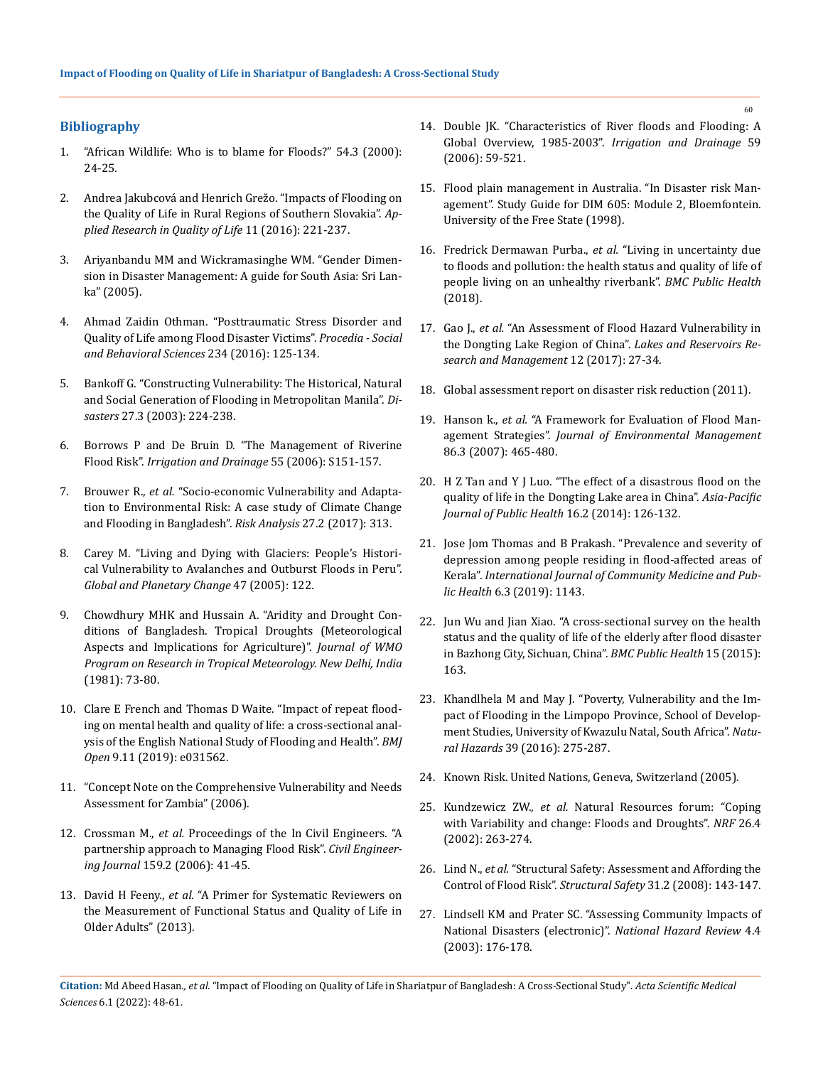## Bibliography

1. "African Wildlife: Who is to blame for Floods?" 54.3 (2000): 24-25.
2. Andrea Jakubcová and Henrich Grežo. "Impacts of Flooding on the Quality of Life in Rural Regions of Southern Slovakia". *Applied Research in Quality of Life* 11 (2016): 221-237.
3. Ariyanbandu MM and Wickramasinghe WM. "Gender Dimension in Disaster Management: A guide for South Asia: Sri Lanka" (2005).
4. Ahmad Zaidin Othman. "Posttraumatic Stress Disorder and Quality of Life among Flood Disaster Victims". *Procedia - Social and Behavioral Sciences* 234 (2016): 125-134.
5. Bankoff G. "Constructing Vulnerability: The Historical, Natural and Social Generation of Flooding in Metropolitan Manila". *Disasters* 27.3 (2003): 224-238.
6. Borrows P and De Bruin D. "The Management of Riverine Flood Risk". *Irrigation and Drainage* 55 (2006): S151-157.
7. Brouwer R., *et al.* "Socio-economic Vulnerability and Adaptation to Environmental Risk: A case study of Climate Change and Flooding in Bangladesh". *Risk Analysis* 27.2 (2017): 313.
8. Carey M. "Living and Dying with Glaciers: People's Historical Vulnerability to Avalanches and Outburst Floods in Peru". *Global and Planetary Change* 47 (2005): 122.
9. Chowdhury MHK and Hussain A. "Aridity and Drought Conditions of Bangladesh. Tropical Droughts (Meteorological Aspects and Implications for Agriculture)". *Journal of WMO Program on Research in Tropical Meteorology. New Delhi, India* (1981): 73-80.
10. Clare E French and Thomas D Waite. "Impact of repeat flooding on mental health and quality of life: a cross-sectional analysis of the English National Study of Flooding and Health". *BMJ Open* 9.11 (2019): e031562.
11. "Concept Note on the Comprehensive Vulnerability and Needs Assessment for Zambia" (2006).
12. Crossman M., *et al.* Proceedings of the In Civil Engineers. "A partnership approach to Managing Flood Risk". *Civil Engineering Journal* 159.2 (2006): 41-45.
13. David H Feeny., *et al.* "A Primer for Systematic Reviewers on the Measurement of Functional Status and Quality of Life in Older Adults" (2013).
14. Double JK. "Characteristics of River floods and Flooding: A Global Overview, 1985-2003". *Irrigation and Drainage* 59 (2006): 59-521.
15. Flood plain management in Australia. "In Disaster risk Management". Study Guide for DIM 605: Module 2, Bloemfontein. University of the Free State (1998).
16. Fredrick Dermawan Purba., *et al.* "Living in uncertainty due to floods and pollution: the health status and quality of life of people living on an unhealthy riverbank". *BMC Public Health* (2018).
17. Gao J., *et al.* "An Assessment of Flood Hazard Vulnerability in the Dongting Lake Region of China". *Lakes and Reservoirs Research and Management* 12 (2017): 27-34.
18. Global assessment report on disaster risk reduction (2011).
19. Hanson k., *et al.* "A Framework for Evaluation of Flood Management Strategies". *Journal of Environmental Management* 86.3 (2007): 465-480.
20. H Z Tan and Y J Luo. "The effect of a disastrous flood on the quality of life in the Dongting Lake area in China". *Asia-Pacific Journal of Public Health* 16.2 (2014): 126-132.
21. Jose Jom Thomas and B Prakash. "Prevalence and severity of depression among people residing in flood-affected areas of Kerala". *International Journal of Community Medicine and Public Health* 6.3 (2019): 1143.
22. Jun Wu and Jian Xiao. "A cross-sectional survey on the health status and the quality of life of the elderly after flood disaster in Bazhong City, Sichuan, China". *BMC Public Health* 15 (2015): 163.
23. Khandlhela M and May J. "Poverty, Vulnerability and the Impact of Flooding in the Limpopo Province, School of Development Studies, University of Kwazulu Natal, South Africa". *Natural Hazards* 39 (2016): 275-287.
24. Known Risk. United Nations, Geneva, Switzerland (2005).
25. Kundzewicz ZW., *et al.* Natural Resources forum: "Coping with Variability and change: Floods and Droughts". *NRF* 26.4 (2002): 263-274.
26. Lind N., *et al.* "Structural Safety: Assessment and Affording the Control of Flood Risk". *Structural Safety* 31.2 (2008): 143-147.
27. Lindsell KM and Prater SC. "Assessing Community Impacts of National Disasters (electronic)". *National Hazard Review* 4.4 (2003): 176-178.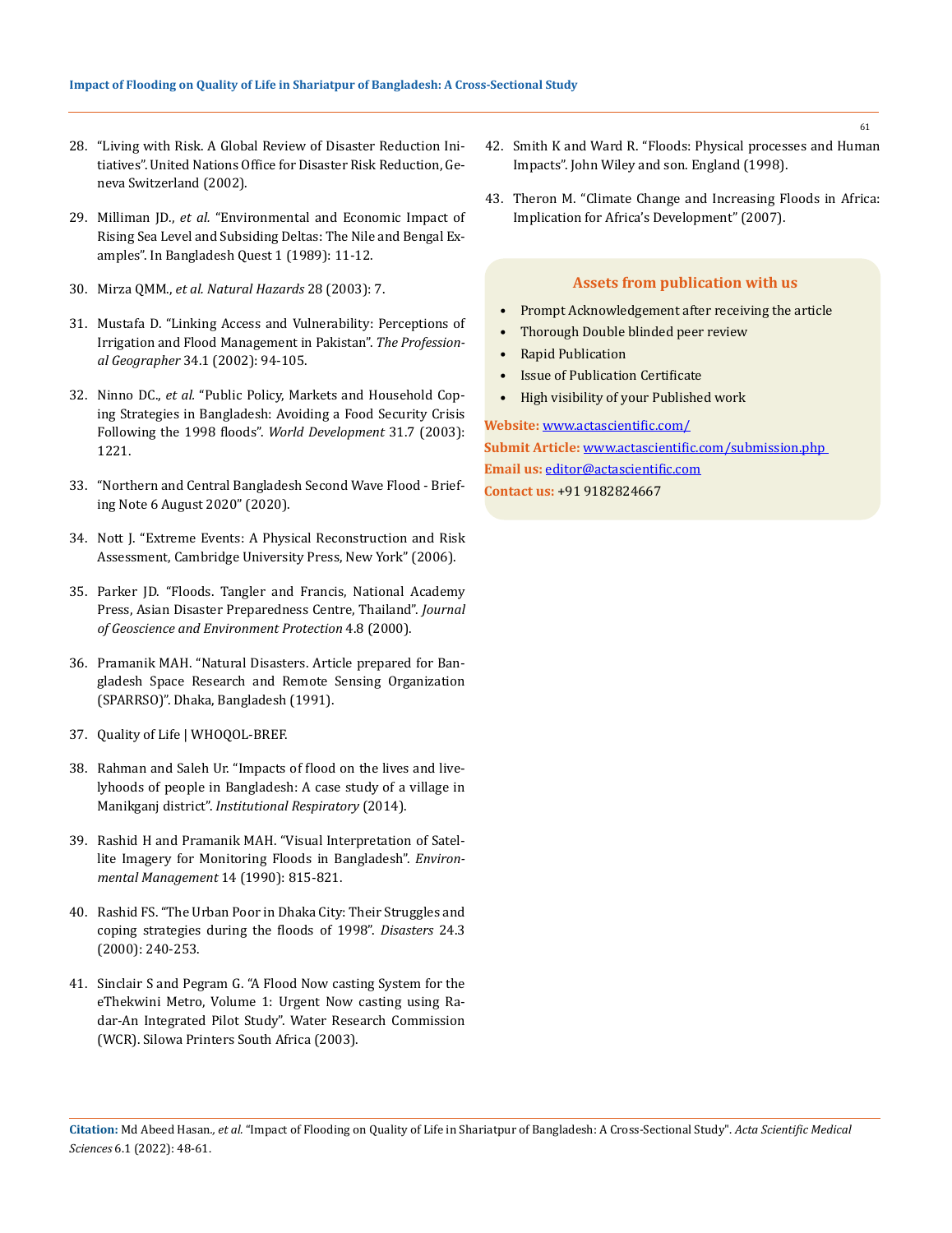28. "Living with Risk. A Global Review of Disaster Reduction Initiatives". United Nations Office for Disaster Risk Reduction, Geneva Switzerland (2002).
29. Milliman JD., *et al.* "Environmental and Economic Impact of Rising Sea Level and Subsiding Deltas: The Nile and Bengal Examples". In Bangladesh Quest 1 (1989): 11-12.
30. Mirza QMM., *et al. Natural Hazards* 28 (2003): 7.
31. Mustafa D. "Linking Access and Vulnerability: Perceptions of Irrigation and Flood Management in Pakistan". *The Professional Geographer* 34.1 (2002): 94-105.
32. Ninno DC., *et al.* "Public Policy, Markets and Household Coping Strategies in Bangladesh: Avoiding a Food Security Crisis Following the 1998 floods". *World Development* 31.7 (2003): 1221.
33. "Northern and Central Bangladesh Second Wave Flood - Briefing Note 6 August 2020" (2020).
34. Nott J. "Extreme Events: A Physical Reconstruction and Risk Assessment, Cambridge University Press, New York" (2006).
35. Parker JD. "Floods. Tangler and Francis, National Academy Press, Asian Disaster Preparedness Centre, Thailand". *Journal of Geoscience and Environment Protection* 4.8 (2000).
36. Pramanik MAH. "Natural Disasters. Article prepared for Bangladesh Space Research and Remote Sensing Organization (SPARRSO)". Dhaka, Bangladesh (1991).
37. Quality of Life | WHOQOL-BREF.
38. Rahman and Saleh Ur. "Impacts of flood on the lives and livelyhoods of people in Bangladesh: A case study of a village in Manikganj district". *Institutional Respiratory* (2014).
39. Rashid H and Pramanik MAH. "Visual Interpretation of Satellite Imagery for Monitoring Floods in Bangladesh". *Environmental Management* 14 (1990): 815-821.
40. Rashid FS. "The Urban Poor in Dhaka City: Their Struggles and coping strategies during the floods of 1998". *Disasters* 24.3 (2000): 240-253.
41. Sinclair S and Pegram G. "A Flood Now casting System for the eThekwini Metro, Volume 1: Urgent Now casting using Radar-An Integrated Pilot Study". Water Research Commission (WCR). Silowa Printers South Africa (2003).
42. Smith K and Ward R. "Floods: Physical processes and Human Impacts". John Wiley and son. England (1998).
43. Theron M. "Climate Change and Increasing Floods in Africa: Implication for Africa's Development" (2007).

**Assets from publication with us**

- Prompt Acknowledgement after receiving the article
- Thorough Double blinded peer review
- Rapid Publication
- Issue of Publication Certificate
- High visibility of your Published work

**Website:** www.actascientific.com/
**Submit Article:** www.actascientific.com/submission.php
**Email us:** editor@actascientific.com
**Contact us:** +91 9182824667